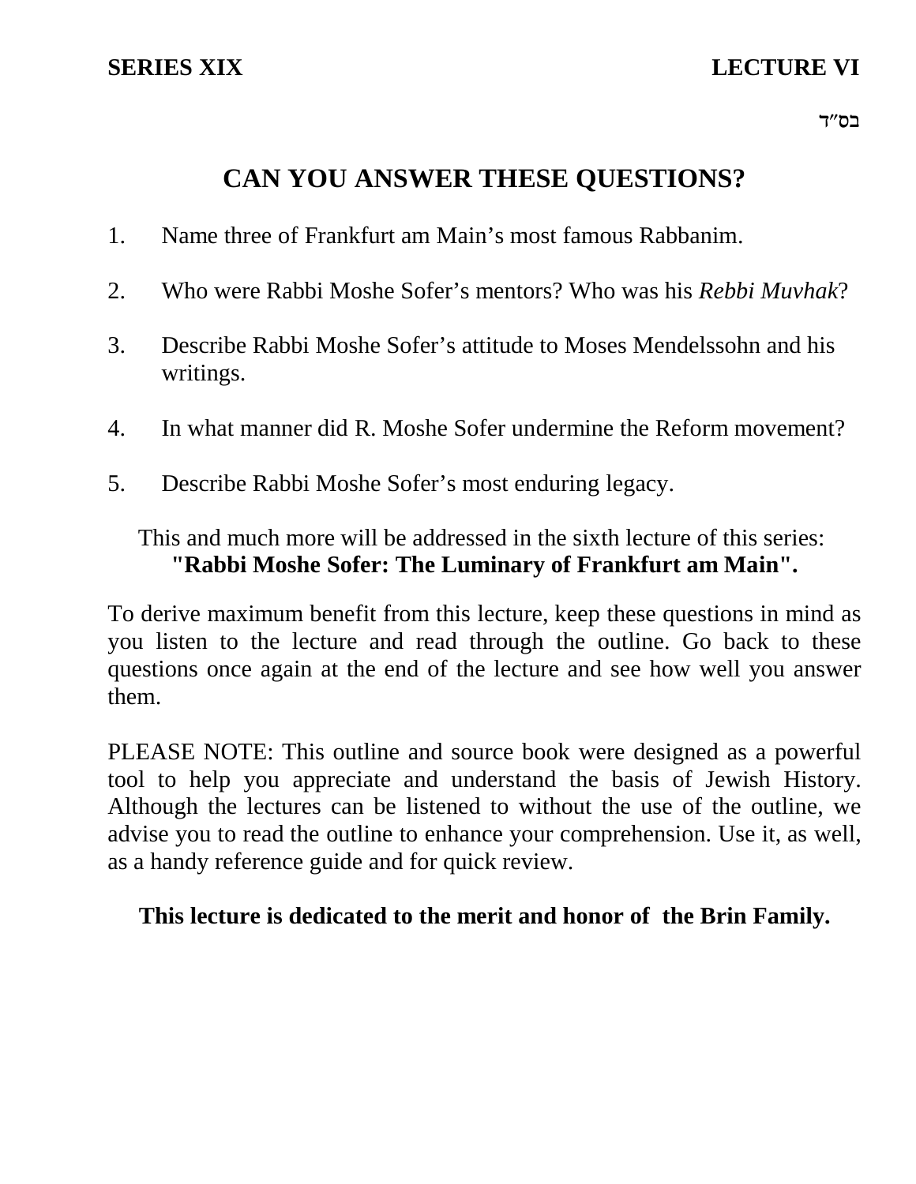**SERIES XIX** **LECTURE VI**

בס״ד

# CAN YOU ANSWER THESE QUESTIONS?

1. Name three of Frankfurt am Main's most famous Rabbanim.

2. Who were Rabbi Moshe Sofer's mentors? Who was his *Rebbi Muvhak*?

3. Describe Rabbi Moshe Sofer's attitude to Moses Mendelssohn and his writings.

4. In what manner did R. Moshe Sofer undermine the Reform movement?

5. Describe Rabbi Moshe Sofer's most enduring legacy.

This and much more will be addressed in the sixth lecture of this series:
**"Rabbi Moshe Sofer: The Luminary of Frankfurt am Main".**

To derive maximum benefit from this lecture, keep these questions in mind as you listen to the lecture and read through the outline. Go back to these questions once again at the end of the lecture and see how well you answer them.

PLEASE NOTE: This outline and source book were designed as a powerful tool to help you appreciate and understand the basis of Jewish History. Although the lectures can be listened to without the use of the outline, we advise you to read the outline to enhance your comprehension. Use it, as well, as a handy reference guide and for quick review.

**This lecture is dedicated to the merit and honor of the Brin Family.**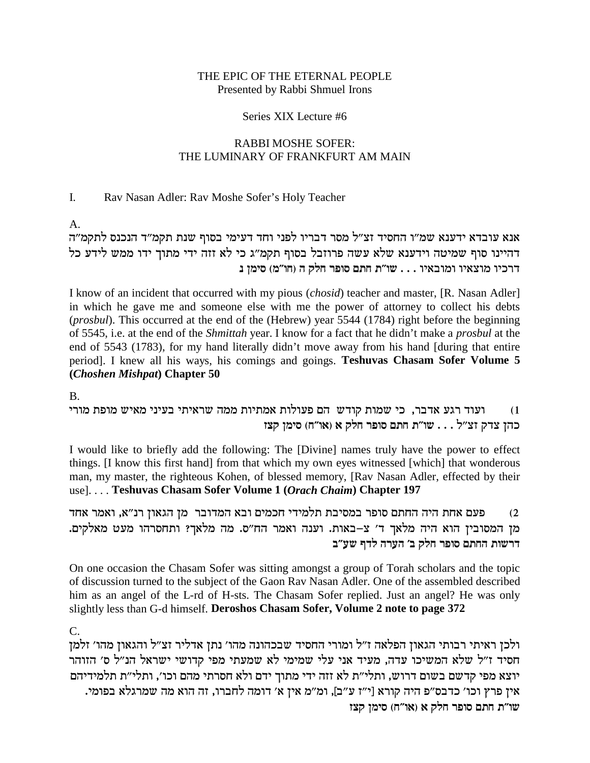THE EPIC OF THE ETERNAL PEOPLE
Presented by Rabbi Shmuel Irons

Series XIX Lecture #6

RABBI MOSHE SOFER:
THE LUMINARY OF FRANKFURT AM MAIN

I. Rav Nasan Adler: Rav Moshe Sofer's Holy Teacher

A.

אנא עובדא ידענא שמ"ו החסיד זצ"ל מסר דבריו לפני וחד דעימי בסוף שנת תקמ"ד הנכנס לתקמ"ה דהיינו סוף שמיטה וידענא שלא עשה פרוזבל בסוף תקמ"ג כי לא זזה ידי מתוך ידו ממש לידע כל דרכיו מוצאיו ומובאיו . . . **שו"ת חתם סופר חלק ה (חו"מ) סימן נ**

I know of an incident that occurred with my pious (*chosid*) teacher and master, [R. Nasan Adler] in which he gave me and someone else with me the power of attorney to collect his debts (*prosbul*). This occurred at the end of the (Hebrew) year 5544 (1784) right before the beginning of 5545, i.e. at the end of the *Shmittah* year. I know for a fact that he didn't make a *prosbul* at the end of 5543 (1783), for my hand literally didn't move away from his hand [during that entire period]. I knew all his ways, his comings and goings. **Teshuvas Chasam Sofer Volume 5 (*Choshen Mishpat*) Chapter 50**

B.

1) ועוד רגע אדבר, כי שמות קודש הם פעולות אמתיות ממה שראיתי בעיני מאיש מופת מורי כהן צדק זצ"ל . . . **שו"ת חתם סופר חלק א (או"ח) סימן קצז**

I would like to briefly add the following: The [Divine] names truly have the power to effect things. [I know this first hand] from that which my own eyes witnessed [which] that wonderous man, my master, the righteous Kohen, of blessed memory, [Rav Nasan Adler, effected by their use]. . . . **Teshuvas Chasam Sofer Volume 1 (*Orach Chaim*) Chapter 197**

2) פעם אחת היה החתם סופר במסיבת תלמידי חכמים ובא המדובר מן הגאון רנ"א, ואמר אחד מן המסובין הוא היה מלאך ד' צ–באות. וענה ואמר הח"ס. מה מלאך? ותחסרהו מעט מאלקים. **דרשות החתם סופר חלק ב' הערה לדף שע"ב**

On one occasion the Chasam Sofer was sitting amongst a group of Torah scholars and the topic of discussion turned to the subject of the Gaon Rav Nasan Adler. One of the assembled described him as an angel of the L-rd of H-sts. The Chasam Sofer replied. Just an angel? He was only slightly less than G-d himself. **Deroshos Chasam Sofer, Volume 2 note to page 372**

C.

ולכן ראיתי רבותי הגאון הפלאה ז"ל ומורי החסיד שבכהונה מהו' נתן אדליר זצ"ל והגאון מהו' זלמן חסיד ז"ל שלא המשיכו עדה, מעיד אני עלי שמימי לא שמעתי מפי קדושי ישראל הנ"ל ס' הזוהר יוצא מפי קדשם בשום דרוש, ותלי"ת לא זזה ידי מתוך ידם ולא חסרתי מהם וכו', ותלי"ת תלמידיהם אין פרץ וכו' כדבס"פ היה קורא [י"ז ע"ב], ומ"מ אין א' דומה לחברו, זה הוא מה שמרגלא בפומי. **שו"ת חתם סופר חלק א (או"ח) סימן קצז**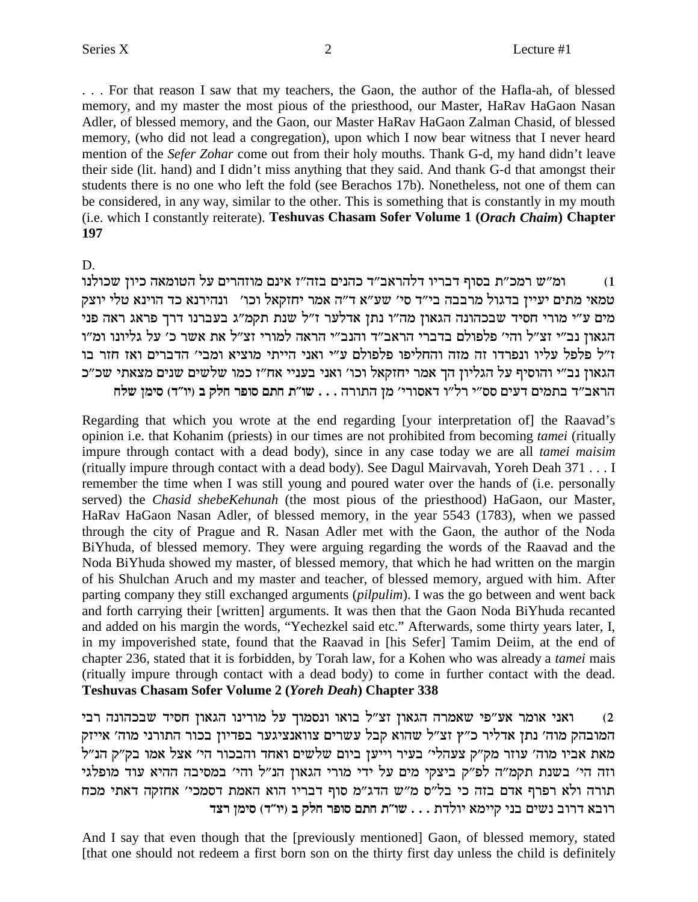. . . For that reason I saw that my teachers, the Gaon, the author of the Hafla-ah, of blessed memory, and my master the most pious of the priesthood, our Master, HaRav HaGaon Nasan Adler, of blessed memory, and the Gaon, our Master HaRav HaGaon Zalman Chasid, of blessed memory, (who did not lead a congregation), upon which I now bear witness that I never heard mention of the *Sefer Zohar* come out from their holy mouths. Thank G-d, my hand didn't leave their side (lit. hand) and I didn't miss anything that they said. And thank G-d that amongst their students there is no one who left the fold (see Berachos 17b). Nonetheless, not one of them can be considered, in any way, similar to the other. This is something that is constantly in my mouth (i.e. which I constantly reiterate). **Teshuvas Chasam Sofer Volume 1 (*Orach Chaim*) Chapter 197**

D.

1) ומ"ש רמכ"ת בסוף דבריו דלהראב"ד כהנים בזה"ז אינם מוזהרים על הטומאה כיון שכולנו טמאי מתים יעיין בדגול מרבבה בי"ד סי' שע"א ד"ה אמר יחזקאל וכו' ונהירנא כד הוינא טלי יוצק מים ע"י מורי חסיד שבכהונה הגאון מה"ו נתן אדלער ז"ל שנת תקמ"ג בעברנו דרך פראג ראה פני הגאון נב"י זצ"ל והי' פלפולם בדברי הראב"ד והנב"י הראה למורי זצ"ל את אשר כ' על גליונו ומ"ו ז"ל פלפל עליו ונפרדו זה מזה והחליפו פלפולם ע"י ואני הייתי מוציא ומבי' הדברים ואז חזר בו הגאון נב"י והוסיף על הגליון הך אמר יחזקאל וכו' ואני בעניי אח"ז כמו שלשים שנים מצאתי שכ"כ הראב"ד בתמים דעים סס"י רל"ו דאסורי' מן התורה . . . שו"ת חתם סופר חלק ב (יו"ד) סימן שלח

Regarding that which you wrote at the end regarding [your interpretation of] the Raavad's opinion i.e. that Kohanim (priests) in our times are not prohibited from becoming *tamei* (ritually impure through contact with a dead body), since in any case today we are all *tamei maisim* (ritually impure through contact with a dead body). See Dagul Mairvavah, Yoreh Deah 371 . . . I remember the time when I was still young and poured water over the hands of (i.e. personally served) the *Chasid shebeKehunah* (the most pious of the priesthood) HaGaon, our Master, HaRav HaGaon Nasan Adler, of blessed memory, in the year 5543 (1783), when we passed through the city of Prague and R. Nasan Adler met with the Gaon, the author of the Noda BiYhuda, of blessed memory. They were arguing regarding the words of the Raavad and the Noda BiYhuda showed my master, of blessed memory, that which he had written on the margin of his Shulchan Aruch and my master and teacher, of blessed memory, argued with him. After parting company they still exchanged arguments (*pilpulim*). I was the go between and went back and forth carrying their [written] arguments. It was then that the Gaon Noda BiYhuda recanted and added on his margin the words, "Yechezkel said etc." Afterwards, some thirty years later, I, in my impoverished state, found that the Raavad in [his Sefer] Tamim Deiim, at the end of chapter 236, stated that it is forbidden, by Torah law, for a Kohen who was already a *tamei* mais (ritually impure through contact with a dead body) to come in further contact with the dead. **Teshuvas Chasam Sofer Volume 2 (*Yoreh Deah*) Chapter 338**

2) ואני אומר אע"פי שאמרה הגאון זצ"ל בואו ונסמוך על מורינו הגאון חסיד שבכהונה רבי המובהק מוה' נתן אדליר כ"ץ זצ"ל שהוא קבל עשרים צוואנציגער בפדיון בכור התורני מוה' אייזק מאת אביו מוה' עוזר מק"ק צעהלי' בעיר וייען ביום שלשים ואחד והבכור הי' אצל אמו בק"ק הנ"ל וזה הי' בשנת תקמ"ה לפ"ק ביצקי מים על ידי מורי הגאון הנ"ל והי' במסיבה ההיא עוד מופלגי תורה ולא רפרף אדם בזה כי בל"ס מ"ש הדג"מ סוף דבריו הוא האמת דסמכי' אחזקה דאתי מכח רובא דרוב נשים בני קיימא יולדת . . . שו"ת חתם סופר חלק ב (יו"ד) סימן רצד

And I say that even though that the [previously mentioned] Gaon, of blessed memory, stated [that one should not redeem a first born son on the thirty first day unless the child is definitely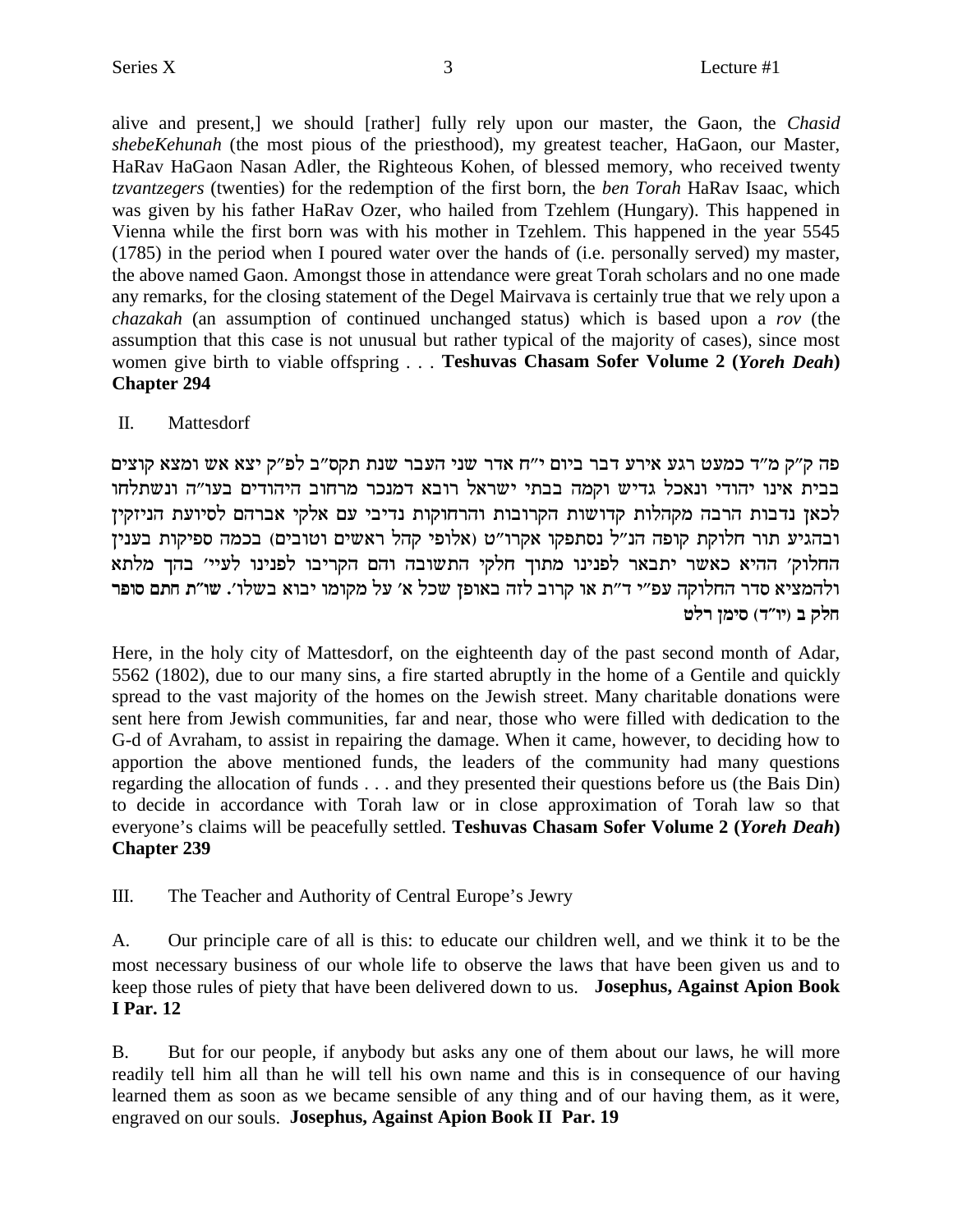alive and present,] we should [rather] fully rely upon our master, the Gaon, the *Chasid shebeKehunah* (the most pious of the priesthood), my greatest teacher, HaGaon, our Master, HaRav HaGaon Nasan Adler, the Righteous Kohen, of blessed memory, who received twenty *tzvantzegers* (twenties) for the redemption of the first born, the *ben Torah* HaRav Isaac, which was given by his father HaRav Ozer, who hailed from Tzehlem (Hungary). This happened in Vienna while the first born was with his mother in Tzehlem. This happened in the year 5545 (1785) in the period when I poured water over the hands of (i.e. personally served) my master, the above named Gaon. Amongst those in attendance were great Torah scholars and no one made any remarks, for the closing statement of the Degel Mairvava is certainly true that we rely upon a *chazakah* (an assumption of continued unchanged status) which is based upon a *rov* (the assumption that this case is not unusual but rather typical of the majority of cases), since most women give birth to viable offspring . . . **Teshuvas Chasam Sofer Volume 2 (*Yoreh Deah*) Chapter 294**

II. Mattesdorf

פה ק"ק מ"ד כמעט רגע אירע דבר ביום י"ח אדר שני העבר שנת תקס"ב לפ"ק יצא אש ומצא קוצים בבית אינו יהודי ונאכל גדיש וקמה בבתי ישראל רובא דמנכר מרחוב היהודים בעו"ה ונשתלחו לכאן נדבות הרבה מקהלות קדושות הקרובות והרחוקות נדיבי עם אלקי אברהם לסיועת הניזקין ובהגיע תור חלוקת קופה הנ"ל נסתפקו אקרו"ט (אלופי קהל ראשים וטובים) בכמה ספיקות בענין החלוק' ההיא כאשר יתבאר לפנינו מתוך חלקי התשובה והם הקריבו לפנינו לעיי' בהך מלתא ולהמציא סדר החלוקה עפ"י ד"ת או קרוב לזה באופן שכל א' על מקומו יבוא בשלו'. **שו"ת חתם סופר חלק ב (יו"ד) סימן רלט**

Here, in the holy city of Mattesdorf, on the eighteenth day of the past second month of Adar, 5562 (1802), due to our many sins, a fire started abruptly in the home of a Gentile and quickly spread to the vast majority of the homes on the Jewish street. Many charitable donations were sent here from Jewish communities, far and near, those who were filled with dedication to the G-d of Avraham, to assist in repairing the damage. When it came, however, to deciding how to apportion the above mentioned funds, the leaders of the community had many questions regarding the allocation of funds . . . and they presented their questions before us (the Bais Din) to decide in accordance with Torah law or in close approximation of Torah law so that everyone's claims will be peacefully settled. **Teshuvas Chasam Sofer Volume 2 (*Yoreh Deah*) Chapter 239**

III. The Teacher and Authority of Central Europe's Jewry

A. Our principle care of all is this: to educate our children well, and we think it to be the most necessary business of our whole life to observe the laws that have been given us and to keep those rules of piety that have been delivered down to us. **Josephus, Against Apion Book I Par. 12**

B. But for our people, if anybody but asks any one of them about our laws, he will more readily tell him all than he will tell his own name and this is in consequence of our having learned them as soon as we became sensible of any thing and of our having them, as it were, engraved on our souls. **Josephus, Against Apion Book II Par. 19**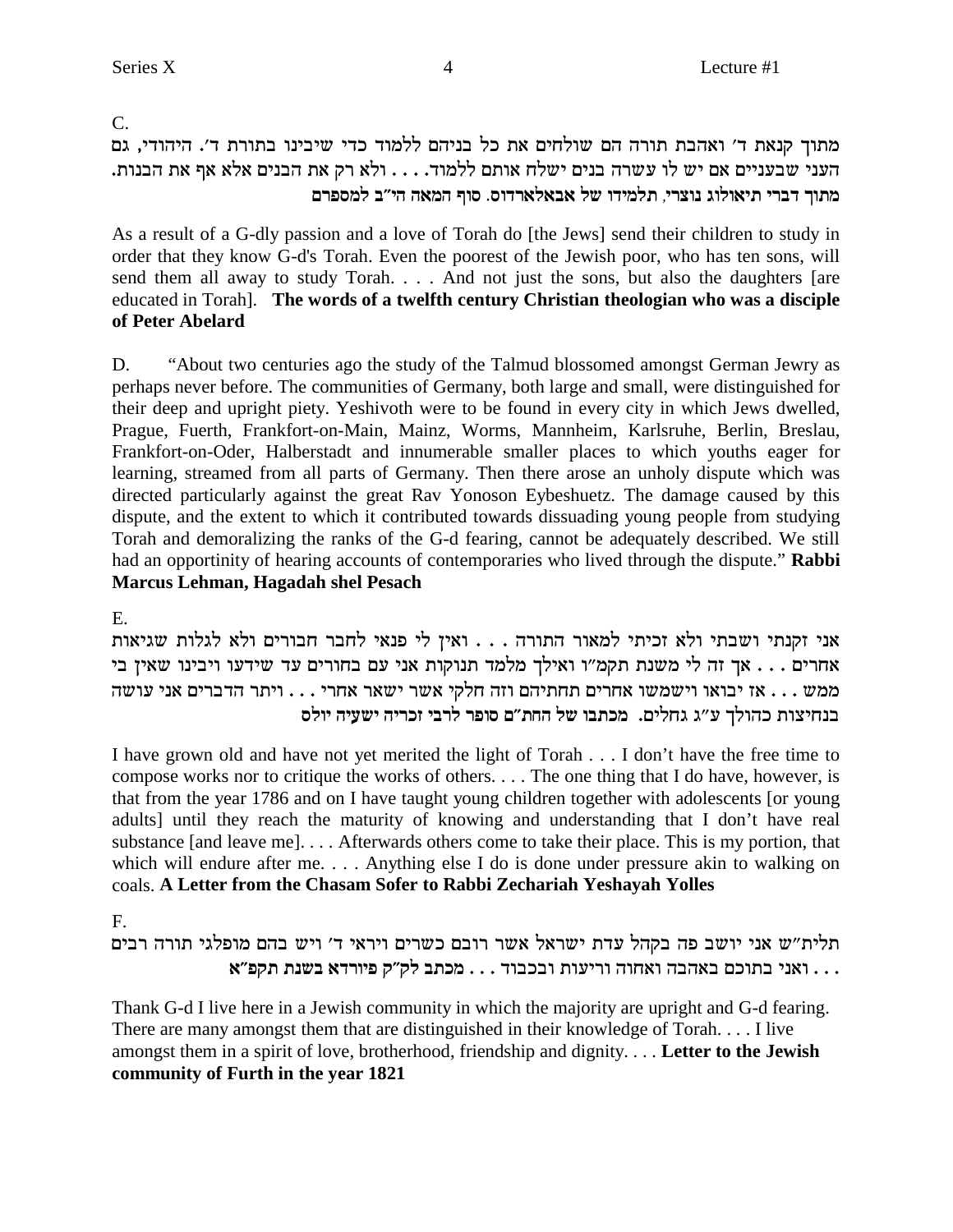C.

מתוך קנאת ד׳ ואהבת תורה הם שולחים את כל בניהם ללמוד כדי שיבינו בתורת ד׳. היהודי, גם העני שבעניים אם יש לו עשרה בנים ישלח אותם ללמוד. . . . ולא רק את הבנים אלא אף את הבנות. **מתוך דברי תיאולוג נוצרי, תלמידו של אבאלארדוס. סוף המאה הי״ב למספרם**

As a result of a G-dly passion and a love of Torah do [the Jews] send their children to study in order that they know G-d's Torah. Even the poorest of the Jewish poor, who has ten sons, will send them all away to study Torah. . . . And not just the sons, but also the daughters [are educated in Torah]. **The words of a twelfth century Christian theologian who was a disciple of Peter Abelard**

D. "About two centuries ago the study of the Talmud blossomed amongst German Jewry as perhaps never before. The communities of Germany, both large and small, were distinguished for their deep and upright piety. Yeshivoth were to be found in every city in which Jews dwelled, Prague, Fuerth, Frankfort-on-Main, Mainz, Worms, Mannheim, Karlsruhe, Berlin, Breslau, Frankfort-on-Oder, Halberstadt and innumerable smaller places to which youths eager for learning, streamed from all parts of Germany. Then there arose an unholy dispute which was directed particularly against the great Rav Yonoson Eybeshuetz. The damage caused by this dispute, and the extent to which it contributed towards dissuading young people from studying Torah and demoralizing the ranks of the G-d fearing, cannot be adequately described. We still had an opportinity of hearing accounts of contemporaries who lived through the dispute." **Rabbi Marcus Lehman, Hagadah shel Pesach**

E.

אני זקנתי ושבתי ולא זכיתי למאור התורה . . . ואין לי פנאי לחבר חבורים ולא לגלות שגיאות אחרים . . . אך זה לי משנת תקמ״ו ואילך מלמד תנוקות אני עם בחורים עד שידעו ויבינו שאין בי ממש . . . אז יבואו וישמשו אחרים תחתיהם וזה חלקי אשר ישאר אחרי . . . ויתר הדברים אני עושה בנחיצות כהולך ע״ג גחלים. **מכתבו של החת״ם סופר לרבי זכריה ישעיה יולס**

I have grown old and have not yet merited the light of Torah . . . I don't have the free time to compose works nor to critique the works of others. . . . The one thing that I do have, however, is that from the year 1786 and on I have taught young children together with adolescents [or young adults] until they reach the maturity of knowing and understanding that I don't have real substance [and leave me]. . . . Afterwards others come to take their place. This is my portion, that which will endure after me. . . . Anything else I do is done under pressure akin to walking on coals. **A Letter from the Chasam Sofer to Rabbi Zechariah Yeshayah Yolles**

F.

תלית״ש אני יושב פה בקהל עדת ישראל אשר רובם כשרים ויראי ד׳ ויש בהם מופלגי תורה רבים . . . ואני בתוכם באהבה ואחוה וריעות ובכבוד . . . **מכתב לק״ק פיורדא בשנת תקפ״א**

Thank G-d I live here in a Jewish community in which the majority are upright and G-d fearing. There are many amongst them that are distinguished in their knowledge of Torah. . . . I live amongst them in a spirit of love, brotherhood, friendship and dignity. . . . **Letter to the Jewish community of Furth in the year 1821**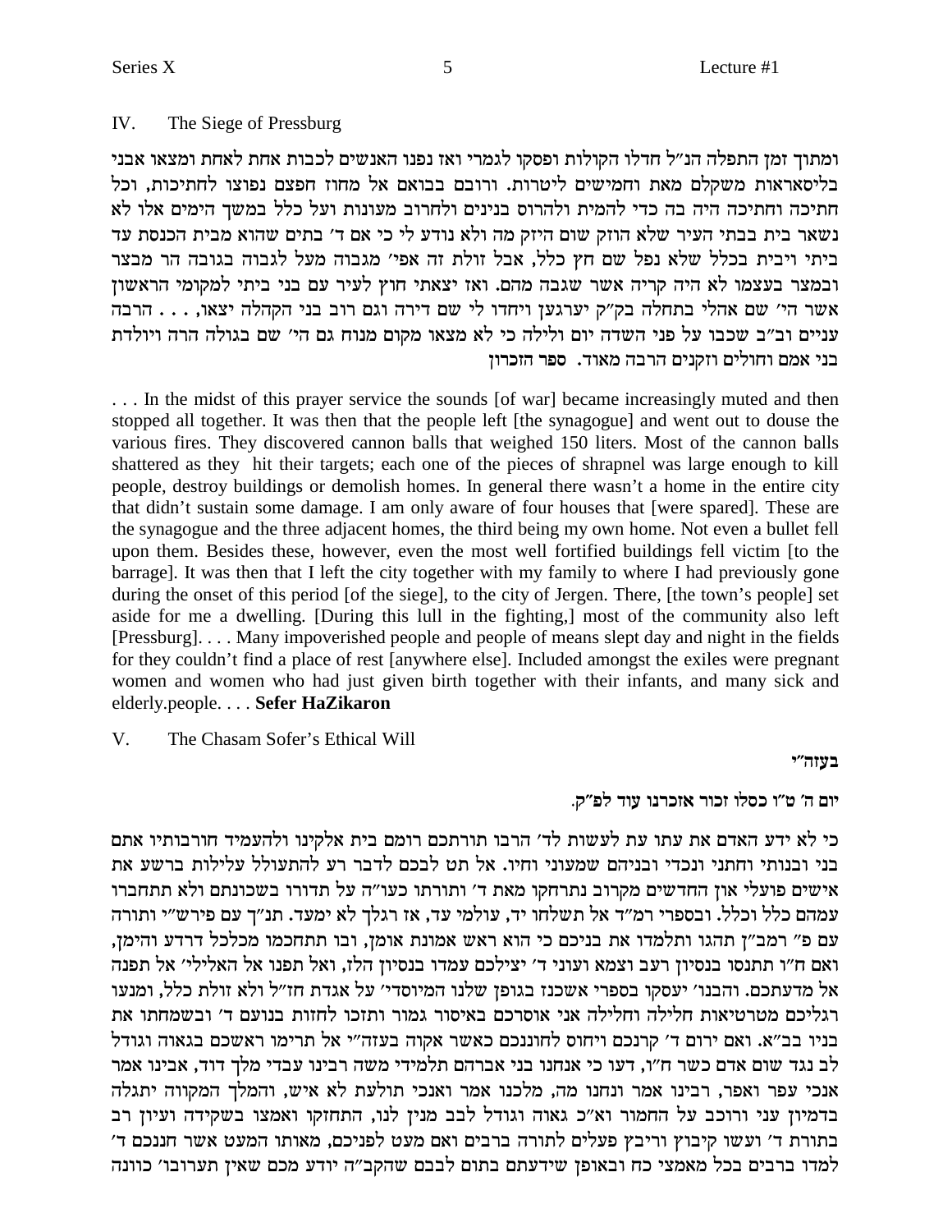## IV. The Siege of Pressburg

ומתוך זמן התפלה הנ"ל חדלו הקולות ופסקו לגמרי ואז נפנו האנשים לכבות אחת לאחת ומצאו אבני בליסאראות משקלם מאת וחמישים ליטרות. ורובם בבואם אל מחוז חפצם נפוצו לחתיכות, וכל חתיכה וחתיכה היה בה כדי להמית ולהרוס בנינים ולחרוב מעונות ועל כלל במשך הימים אלו לא נשאר בית בבתי העיר שלא הוזק שום היזק מה ולא נודע לי כי אם ד' בתים שהוא מבית הכנסת עד ביתי ויבית בכלל שלא נפל שם חץ כלל, אבל זולת זה אפי' מגבוה מעל לגבוה בגובה הר מבצר ובמצר בעצמו לא היה קריה אשר שגבה מהם. ואז יצאתי חוץ לעיר עם בני ביתי למקומי הראשון אשר הי' שם אהלי בתחלה בק"ק יערגען ויחדו לי שם דירה וגם רוב בני הקהלה יצאו, . . . הרבה עניים וב"ב שכבו על פני השדה יום ולילה כי לא מצאו מקום מנוח גם הי' שם בגולה הרה ויולדת בני אמם וחולים וזקנים הרבה מאוד. **ספר הזכרון**

. . . In the midst of this prayer service the sounds [of war] became increasingly muted and then stopped all together. It was then that the people left [the synagogue] and went out to douse the various fires. They discovered cannon balls that weighed 150 liters. Most of the cannon balls shattered as they hit their targets; each one of the pieces of shrapnel was large enough to kill people, destroy buildings or demolish homes. In general there wasn't a home in the entire city that didn't sustain some damage. I am only aware of four houses that [were spared]. These are the synagogue and the three adjacent homes, the third being my own home. Not even a bullet fell upon them. Besides these, however, even the most well fortified buildings fell victim [to the barrage]. It was then that I left the city together with my family to where I had previously gone during the onset of this period [of the siege], to the city of Jergen. There, [the town's people] set aside for me a dwelling. [During this lull in the fighting,] most of the community also left [Pressburg]. . . . Many impoverished people and people of means slept day and night in the fields for they couldn't find a place of rest [anywhere else]. Included amongst the exiles were pregnant women and women who had just given birth together with their infants, and many sick and elderly.people. . . . **Sefer HaZikaron**

## V. The Chasam Sofer's Ethical Will

**בעזה"י**

**יום ה' ט"ו כסלו זכור אזכרנו עוד לפ"ק.**

כי לא ידע האדם את עתו עת לעשות לד' הרבו תורתכם רומם בית אלקינו ולהעמיד חורבותיו אתם בני ובנותי וחתני ונכדי ובניהם שמעוני וחיו. אל תט לבכם לדבר רע להתעולל עלילות ברשע את אישים פועלי און החדשים מקרוב נתרחקו מאת ד' ותורתו כעו"ה על תדורו בשכונתם ולא תתחברו עמהם כלל וכלל. ובספרי רמ"ד אל תשלחו יד, עולמי עד, אז רגלך לא ימעד. תנ"ך עם פירש"י ותורה עם פ' רמב"ן תהגו ותלמדו את בניכם כי הוא ראש אמונת אומן, ובו תתחכמו מכלכל דרדע והימן, ואם ח"ו תתנסו בנסיון רעב וצמא ועוני ד' יצילכם עמדו בנסיון הלז, ואל תפנו אל האלילי' אל תפנה אל מדעתכם. והבנו' יעסקו בספרי אשכנז בגופן שלנו המיוסדי' על אגדת חז"ל ולא זולת כלל, ומנעו רגליכם מטרטיאות חלילה וחלילה אני אוסרכם באיסור גמור ותזכו לחזות בנועם ד' ובשמחתו את בניו בב"א. ואם ירום ד' קרנכם ויחוס לחוננכם כאשר אקוה בעזה"י אל תרימו ראשכם בגאוה וגודל לב נגד שום אדם כשר ח"ו, דעו כי אנחנו בני אברהם תלמידי משה רבינו עבדי מלך דוד, אבינו אמר אנכי עפר ואפר, רבינו אמר ונחנו מה, מלכנו אמר ואנכי תולעת לא איש, והמלך המקווה יתגלה בדמיון עני ורוכב על החמור וא"כ גאוה וגודל לבב מנין לנו, התחזקו ואמצו בשקידה ועיון רב בתורת ד' ועשו קיבוץ וריבץ פעלים לתורה ברבים ואם מעט לפניכם, מאותו המעט אשר חננכם ד' למדו ברבים בכל מאמצי כח ובאופן שידעתם בתום לבבם שהקב"ה יודע מכם שאין תערובו' כוונה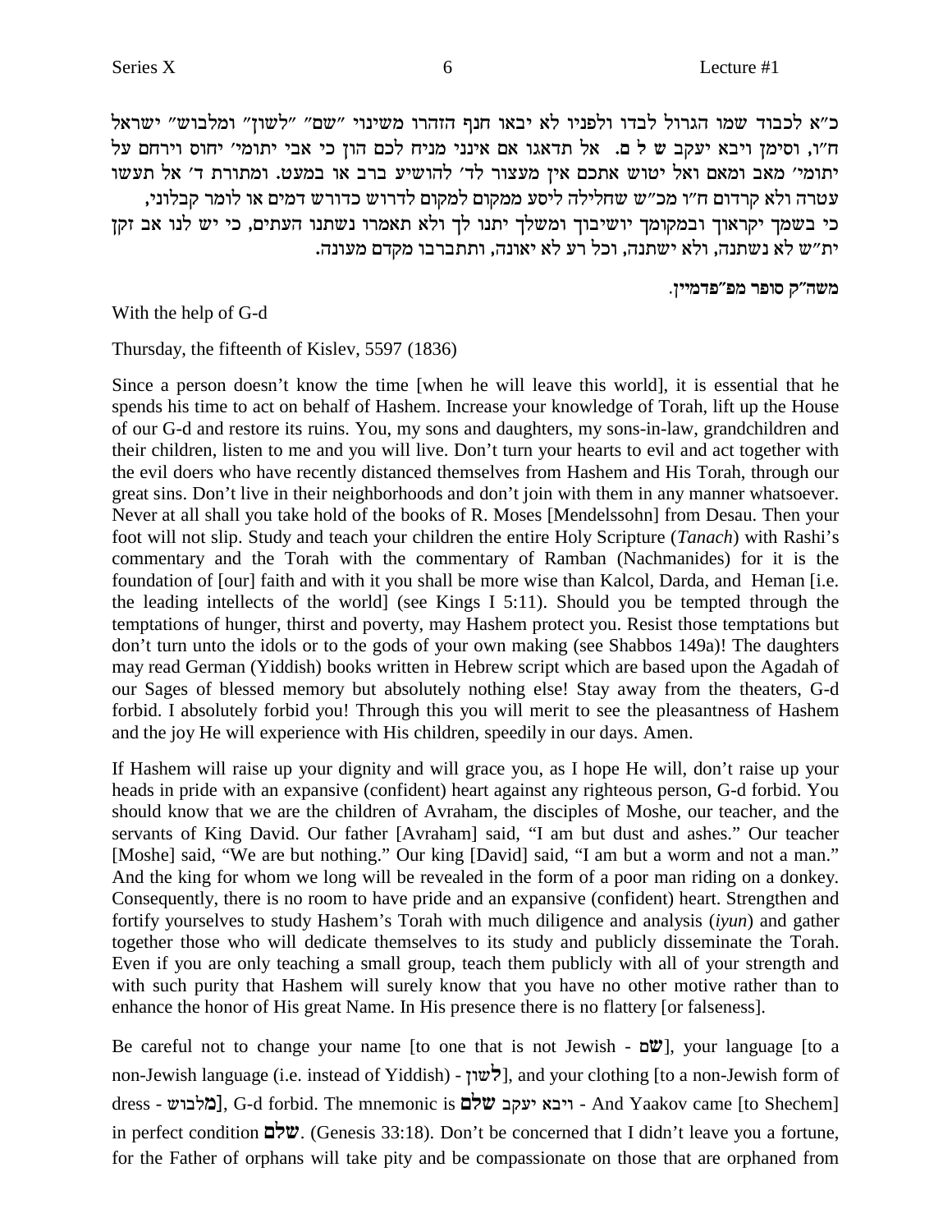כ"א לכבוד שמו הגרול לבדו ולפניו לא יבאו חנף הזהרו משינוי "שם" "לשון" ומלבוש" ישראל ח"ו, וסימן ויבא יעקב ש ל ם. אל תדאגו אם אינני מניח לכם הון כי אבי יתומי' יחוס וירחם על יתומי' מאב ומאם ואל יטוש אתכם אין מעצור לד' להושיע ברב או במעט. ומתורת ד' אל תעשו עטרה ולא קרדום ח"ו מכ"ש שחלילה ליסע ממקום למקום לדרוש כדורש דמים או לומר קבלוני, כי בשמך יקראוך ובמקומך יושיבוך ומשלך יתנו לך ולא תאמרו נשתנו העתים, כי יש לנו אב זקן ית"ש לא נשתנה, ולא ישתנה, וכל רע לא יאונה, ותתברבו מקדם מעונה.

משה"ק סופר מפ"פדמיין.

With the help of G-d

Thursday, the fifteenth of Kislev, 5597 (1836)

Since a person doesn't know the time [when he will leave this world], it is essential that he spends his time to act on behalf of Hashem. Increase your knowledge of Torah, lift up the House of our G-d and restore its ruins. You, my sons and daughters, my sons-in-law, grandchildren and their children, listen to me and you will live. Don't turn your hearts to evil and act together with the evil doers who have recently distanced themselves from Hashem and His Torah, through our great sins. Don't live in their neighborhoods and don't join with them in any manner whatsoever. Never at all shall you take hold of the books of R. Moses [Mendelssohn] from Desau. Then your foot will not slip. Study and teach your children the entire Holy Scripture (*Tanach*) with Rashi's commentary and the Torah with the commentary of Ramban (Nachmanides) for it is the foundation of [our] faith and with it you shall be more wise than Kalcol, Darda, and Heman [i.e. the leading intellects of the world] (see Kings I 5:11). Should you be tempted through the temptations of hunger, thirst and poverty, may Hashem protect you. Resist those temptations but don't turn unto the idols or to the gods of your own making (see Shabbos 149a)! The daughters may read German (Yiddish) books written in Hebrew script which are based upon the Agadah of our Sages of blessed memory but absolutely nothing else! Stay away from the theaters, G-d forbid. I absolutely forbid you! Through this you will merit to see the pleasantness of Hashem and the joy He will experience with His children, speedily in our days. Amen.

If Hashem will raise up your dignity and will grace you, as I hope He will, don't raise up your heads in pride with an expansive (confident) heart against any righteous person, G-d forbid. You should know that we are the children of Avraham, the disciples of Moshe, our teacher, and the servants of King David. Our father [Avraham] said, "I am but dust and ashes." Our teacher [Moshe] said, "We are but nothing." Our king [David] said, "I am but a worm and not a man." And the king for whom we long will be revealed in the form of a poor man riding on a donkey. Consequently, there is no room to have pride and an expansive (confident) heart. Strengthen and fortify yourselves to study Hashem's Torah with much diligence and analysis (*iyun*) and gather together those who will dedicate themselves to its study and publicly disseminate the Torah. Even if you are only teaching a small group, teach them publicly with all of your strength and with such purity that Hashem will surely know that you have no other motive rather than to enhance the honor of His great Name. In His presence there is no flattery [or falseness].

Be careful not to change your name [to one that is not Jewish - **ש**ם], your language [to a non-Jewish language (i.e. instead of Yiddish) - **ל**שון], and your clothing [to a non-Jewish form of dress - **מ**לבוש], G-d forbid. The mnemonic is ויבא יעקב **שלם** - And Yaakov came [to Shechem] in perfect condition **שלם**. (Genesis 33:18). Don't be concerned that I didn't leave you a fortune, for the Father of orphans will take pity and be compassionate on those that are orphaned from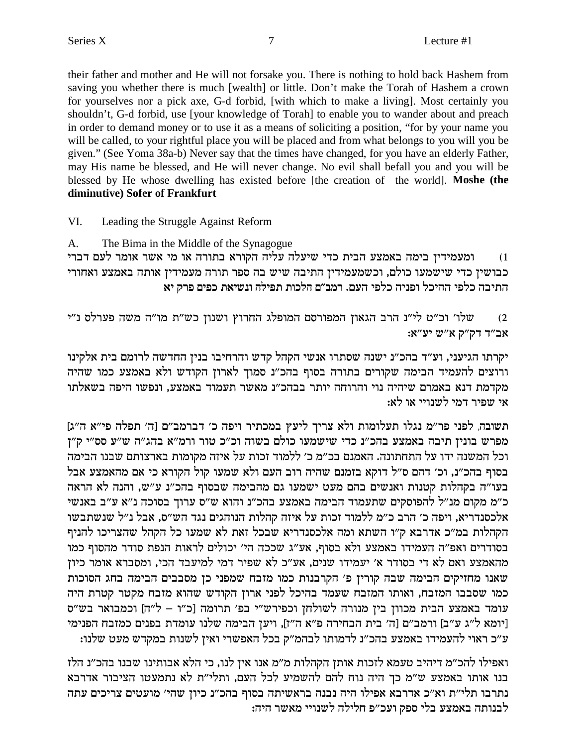their father and mother and He will not forsake you. There is nothing to hold back Hashem from saving you whether there is much [wealth] or little. Don't make the Torah of Hashem a crown for yourselves nor a pick axe, G-d forbid, [with which to make a living]. Most certainly you shouldn't, G-d forbid, use [your knowledge of Torah] to enable you to wander about and preach in order to demand money or to use it as a means of soliciting a position, "for by your name you will be called, to your rightful place you will be placed and from what belongs to you will you be given." (See Yoma 38a-b) Never say that the times have changed, for you have an elderly Father, may His name be blessed, and He will never change. No evil shall befall you and you will be blessed by He whose dwelling has existed before [the creation of the world]. **Moshe (the diminutive) Sofer of Frankfurt**

VI. Leading the Struggle Against Reform

A. The Bima in the Middle of the Synagogue

1) ומעמידין בימה באמצע הבית כדי שיעלה עליה הקורא בתורה או מי אשר אומר לעם דברי כבושין כדי שישמעו כולם, וכשמעמידין התיבה שיש בה ספר תורה מעמידין אותה באמצע ואחורי התיבה כלפי ההיכל ופניה כלפי העם. **רמב"ם הלכות תפילה ונשיאת כפים פרק יא**

2) שלו' וכ"ט לי"נ הרב הגאון המפורסם המופלג החרוץ ושנון כש"ת מו"ה משה פערלס נ"י אב"ד דק"ק א"ש יע"א:

יקרתו הגיעני, וע"ד בהכ"נ ישנה שסתרו אנשי הקהל קדש והרחיבו בנין החדשה לרומם בית אלקינו ורוצים להעמיד הבימה שקורים בתורה בסוף בהכ"נ סמוך לארון הקודש ולא באמצע כמו שהיה מקדמת דנא באמרם שיהיה נוי והרוחה יותר בבהכ"נ מאשר תעמוד באמצע, ונפשו היפה בשאלתו אי שפיר דמי לשנויי או לא:

**תשובה**, לפני פר"מ נגלו תעלומות ולא צריך ליעץ במכתיר ויפה כ' דברמב"ם [ה' תפלה פי"א ה"ג] מפרש בונין תיבה באמצע בהכ"נ כדי שישמעו כולם בשוה וכ"כ טור ורמ"א בהג"ה ש"ע סס"י ק"ן וכל המשנה ידו על התחתונה. האמנם בכ"מ כ' ללמוד זכות על איזה מקומות בארצותם שבנו הבימה בסוף בהכ"נ, וכ' דהם ס"ל דוקא בזמנם שהיה רוב העם ולא שמעו קול הקורא כי אם מהאמצע אבל בעו"ה בקהלות קטנות ואנשים בהם מעט ישמעו גם מהבימה שבסוף בהכ"נ ע"ש, והנה לא הראה כ"מ מקום מנ"ל להפוסקים שתעמוד הבימה באמצע בהכ"נ והוא ש"ס ערוך בסוכה נ"א ע"ב באנשי אלכסנדריא, ויפה כ' הרב כ"מ ללמוד זכות על איזה קהלות הנוהגים נגד הש"ס, אבל נ"ל שנשתבשו הקהלות במ"כ אדרבא ק"ו השתא ומה אלכסנדריא שבכל זאת לא שמעו כל הקהל שהצריכו להניף בסודרים ואפ"ה העמידו באמצע ולא בסוף, אע"ג שככה הי' יכולים לראות הנפת סודר מהסוף כמו מהאמצע ואם לא די בסודר א' יעמידו שנים, אע"כ לא שפיר דמי למיעבד הכי, ומסברא אומר כיון שאנו מחזיקים הבימה שבה קורין פ' הקרבנות כמו מזבח שמפני כן מסבבים הבימה בחג הסוכות כמו שסבבו המזבח, ואותו המזבח שעמד בהיכל לפני ארון הקודש שהוא מזבח מקטר קטרת היה עומד באמצע הבית מכוון בין מנורה לשולחן וכפירש"י בפ' תרומה [כ"ו – ל"ה] וכמבואר בש"ס [יומא ל"ג ע"ב] ורמב"ם [ה' בית הבחירה פ"א ה"ז], ויען הבימה שלנו עומדת בפנים כמזבח הפנימי ע"כ ראוי להעמידו באמצע בהכ"נ לדמותו לבהמ"ק בכל האפשרי ואין לשנות במקדש מעט שלנו:

ואפילו להכ"מ דיהיב טעמא לזכות אותן הקהלות מ"מ אנו אין לנו, כי הלא אבותינו שבנו בהכ"נ הלז בנו אותו באמצע ש"מ כך היה נוח להם להשמיע לכל העם, ותלי"ת לא נתמעטו הציבור אדרבא נתרבו תלי"ת וא"כ אדרבא אפילו היה נבנה בראשיתה בסוף בהכ"נ כיון שהי' מועטים צריכים עתה לבנותה באמצע בלי ספק ועכ"פ חלילה לשנויי מאשר היה: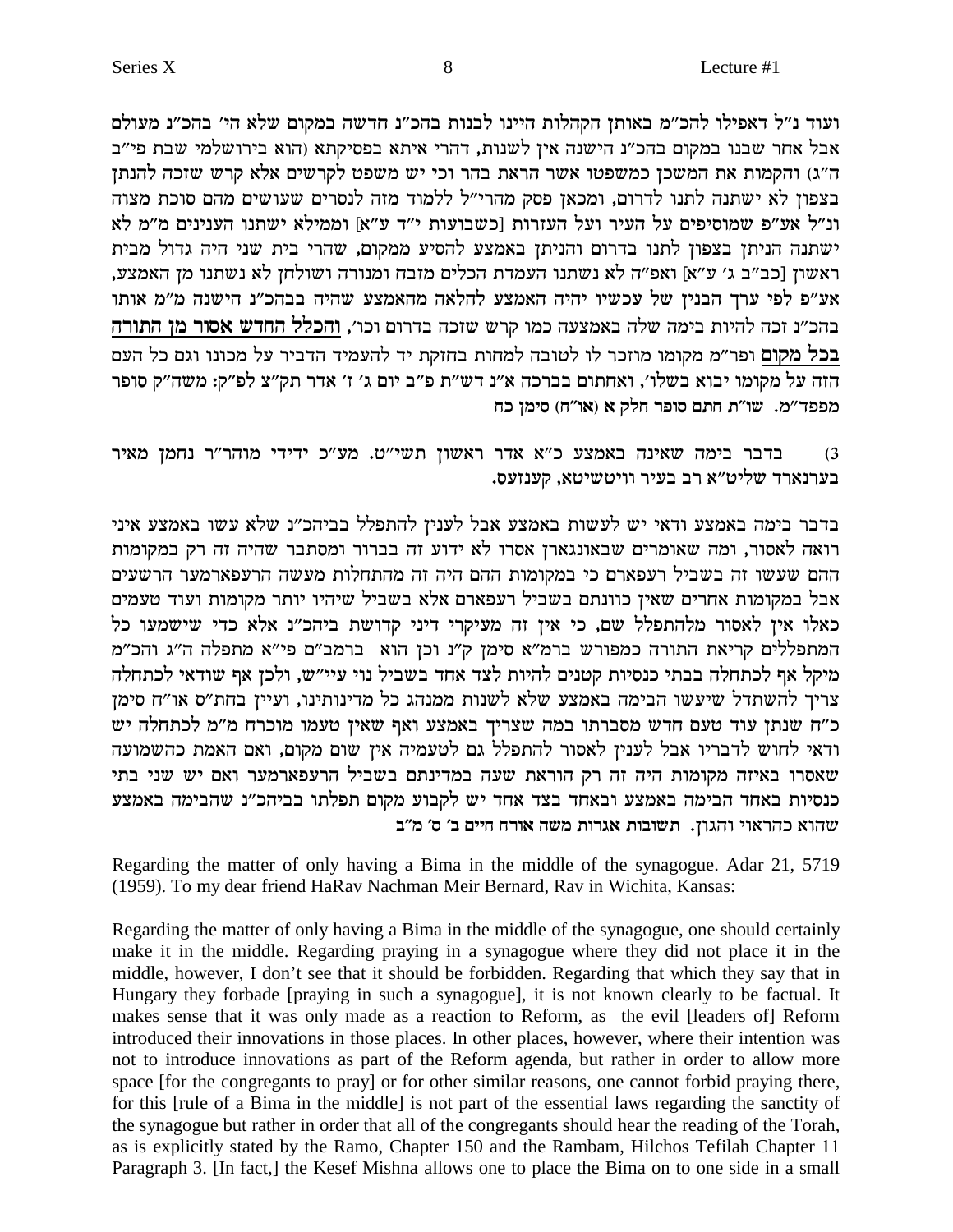ועוד נ"ל דאפילו להכ"מ באותן הקהלות היינו לבנות בהכ"נ חדשה במקום שלא הי' בהכ"נ מעולם אבל אחר שבנו במקום בהכ"נ הישנה אין לשנות, דהרי איתא בפסיקתא (הוא בירושלמי שבת פי"ב ה"ג) והקמות את המשכן כמשפטו אשר הראת בהר וכי יש משפט לקרשים אלא קרש שזכה להנתן בצפון לא ישתנה לתנו לדרום, ומכאן פסק מהרי"ל ללמוד מזה לנסרים שעושים מהם סוכת מצוה ונ"ל אע"פ שמוסיפים על העיר ועל העזרות [כשבועות י"ד ע"א] וממילא ישתנו הענינים מ"מ לא ישתנה הניתן בצפון לתנו בדרום והניתן באמצע להסיע ממקום, שהרי בית שני היה גדול מבית ראשון [כב"ב ג' ע"א] ואפ"ה לא נשתנו העמדת הכלים מזבח ומנורה ושולחן לא נשתנו מן האמצע, אע"פ לפי ערך הבנין של עכשיו יהיה האמצע להלאה מהאמצע שהיה בבהכ"נ הישנה מ"מ אותו בהכ"נ זכה להיות בימה שלה באמצעה כמו קרש שזכה בדרום וכו', <u>והכלל החדש אסור מן התורה בכל מקום</u> ופר"מ מקומו מוזכר לו לטובה למחות בחזקת יד להעמיד הדביר על מכונו וגם כל העם הזה על מקומו יבוא בשלו', ואחתום בברכה א"נ דש"ת פ"ב יום ג' ז' אדר תק"צ לפ"ק: משה"ק סופר מפפד"מ. **שו"ת חתם סופר חלק א (או"ח) סימן כח**

3) בדבר בימה שאינה באמצע כ"א אדר ראשון תשי"ט. מע"כ ידידי מוהר"ר נחמן מאיר בערנארד שליט"א רב בעיר וויטשיטא, קענזעס.

בדבר בימה באמצע ודאי יש לעשות באמצע אבל לענין להתפלל בביהכ"נ שלא עשו באמצע איני רואה לאסור, ומה שאומרים שבאונגארן אסרו לא ידוע זה בברור ומסתבר שהיה זה רק במקומות ההם שעשו זה בשביל רעפארם כי במקומות ההם היה זה מהתחלות מעשה הרעפארמער הרשעים אבל במקומות אחרים שאין כוונתם בשביל רעפארם אלא בשביל שיהיו יותר מקומות ועוד טעמים כאלו אין לאסור מלהתפלל שם, כי אין זה מעיקרי דיני קדושת ביהכ"נ אלא כדי שישמעו כל המתפללים קריאת התורה כמפורש ברמ"א סימן ק"נ וכן הוא ברמב"ם פי"א מתפלה ה"ג והכ"מ מיקל אף לכתחלה בבתי כנסיות קטנים להיות לצד אחד בשביל נוי עיי"ש, ולכן אף שודאי לכתחלה צריך להשתדל שיעשו הבימה באמצע שלא לשנות ממנהג כל מדינותינו, ועיין בחת"ס או"ח סימן כ"ח שנתן עוד טעם חדש מסברתו במה שצריך באמצע ואף שאין טעמו מוכרח מ"מ לכתחלה יש ודאי לחוש לדבריו אבל לענין להתפלל גם לטעמיה אין שום מקום, ואם האמת כהשמועה שאסרו באיזה מקומות היה זה רק הוראת שעה במדינתם בשביל הרעפארמער ואם יש שני בתי כנסיות באחד הבימה באמצע ובאחד בצד אחד יש לקבוע מקום תפלתו בביהכ"נ שהבימה באמצע שהוא כהראוי והגון. **תשובות אגרות משה אורח חיים ב' ס' מ"ב**

Regarding the matter of only having a Bima in the middle of the synagogue. Adar 21, 5719 (1959). To my dear friend HaRav Nachman Meir Bernard, Rav in Wichita, Kansas:

Regarding the matter of only having a Bima in the middle of the synagogue, one should certainly make it in the middle. Regarding praying in a synagogue where they did not place it in the middle, however, I don't see that it should be forbidden. Regarding that which they say that in Hungary they forbade [praying in such a synagogue], it is not known clearly to be factual. It makes sense that it was only made as a reaction to Reform, as the evil [leaders of] Reform introduced their innovations in those places. In other places, however, where their intention was not to introduce innovations as part of the Reform agenda, but rather in order to allow more space [for the congregants to pray] or for other similar reasons, one cannot forbid praying there, for this [rule of a Bima in the middle] is not part of the essential laws regarding the sanctity of the synagogue but rather in order that all of the congregants should hear the reading of the Torah, as is explicitly stated by the Ramo, Chapter 150 and the Rambam, Hilchos Tefilah Chapter 11 Paragraph 3. [In fact,] the Kesef Mishna allows one to place the Bima on to one side in a small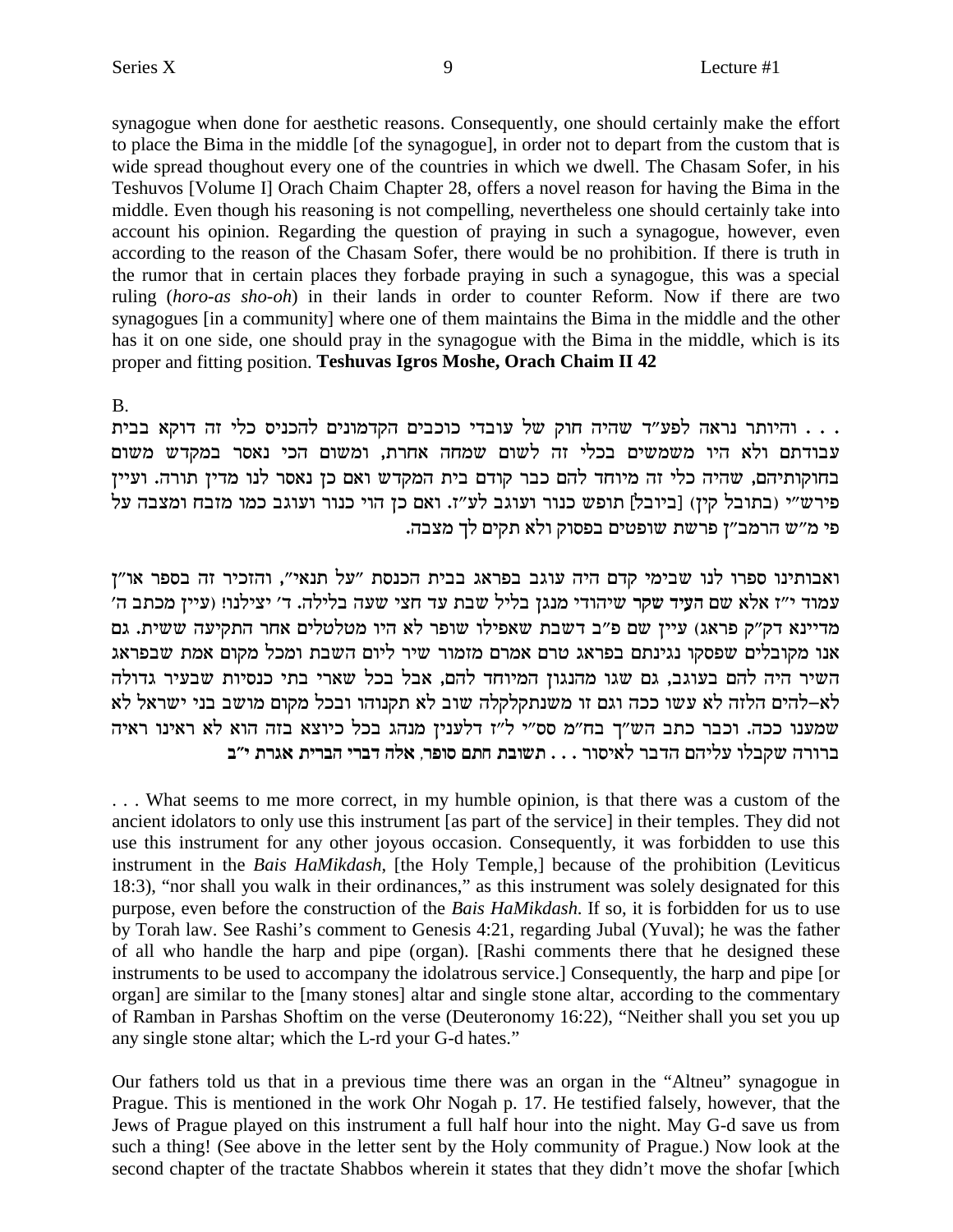synagogue when done for aesthetic reasons. Consequently, one should certainly make the effort to place the Bima in the middle [of the synagogue], in order not to depart from the custom that is wide spread thoughout every one of the countries in which we dwell. The Chasam Sofer, in his Teshuvos [Volume I] Orach Chaim Chapter 28, offers a novel reason for having the Bima in the middle. Even though his reasoning is not compelling, nevertheless one should certainly take into account his opinion. Regarding the question of praying in such a synagogue, however, even according to the reason of the Chasam Sofer, there would be no prohibition. If there is truth in the rumor that in certain places they forbade praying in such a synagogue, this was a special ruling (*horo-as sho-oh*) in their lands in order to counter Reform. Now if there are two synagogues [in a community] where one of them maintains the Bima in the middle and the other has it on one side, one should pray in the synagogue with the Bima in the middle, which is its proper and fitting position. **Teshuvas Igros Moshe, Orach Chaim II 42**

B.

. . . והיותר נראה לפע"ד שהיה חוק של עובדי כוכבים הקדמונים להכניס כלי זה דוקא בבית עבודתם ולא היו משמשים בכלי זה לשום שמחה אחרת, ומשום הכי נאסר במקדש משום בחוקותיהם, שהיה כלי זה מיוחד להם כבר קודם בית המקדש ואם כן נאסר לנו מדין תורה. ועיין פירש"י (בתובל קין) [ביובל] תופש כנור ועוגב לע"ז. ואם כן הוי כנור ועוגב כמו מזבח ומצבה על פי מ"ש הרמב"ן פרשת שופטים בפסוק ולא תקים לך מצבה.

ואבותינו ספרו לנו שבימי קדם היה עוגב בפראג בבית הכנסת "על תנאי", והזכיר זה בספר אור"ן עמוד י"ז אלא שם העיד שקר שיהודי מנגן בליל שבת עד חצי שעה בלילה. ד' יצילנו! (עיין מכתב ה' מדיינא דק"ק פראג) עיין שם פ"ב דשבת שאפילו שופר לא היו מטלטלים אחר התקיעה ששית. גם אנו מקובלים שפסקו נגינתם בפראג טרם אמרם מזמור שיר ליום השבת ומכל מקום אמת שבפראג השיר היה להם בעוגב, גם שגו מהנגון המיוחד להם, אבל בכל שארי בתי כנסיות שבעיר גדולה לא–להים הלזה לא עשו ככה וגם זו משנתקלקלה שוב לא תקנוהו ובכל מקום מושב בני ישראל לא שמענו ככה. וכבר כתב הש"ך בח"מ סס"י ל"ז דלענין מנהג בכל כיוצא בזה הוא לא ראינו ראיה ברורה שקבלו עליהם הדבר לאיסור . . . **תשובת חתם סופר, אלה דברי הברית אגרת י"ב**

. . . What seems to me more correct, in my humble opinion, is that there was a custom of the ancient idolators to only use this instrument [as part of the service] in their temples. They did not use this instrument for any other joyous occasion. Consequently, it was forbidden to use this instrument in the *Bais HaMikdash*, [the Holy Temple,] because of the prohibition (Leviticus 18:3), "nor shall you walk in their ordinances," as this instrument was solely designated for this purpose, even before the construction of the *Bais HaMikdash*. If so, it is forbidden for us to use by Torah law. See Rashi's comment to Genesis 4:21, regarding Jubal (Yuval); he was the father of all who handle the harp and pipe (organ). [Rashi comments there that he designed these instruments to be used to accompany the idolatrous service.] Consequently, the harp and pipe [or organ] are similar to the [many stones] altar and single stone altar, according to the commentary of Ramban in Parshas Shoftim on the verse (Deuteronomy 16:22), "Neither shall you set you up any single stone altar; which the L-rd your G-d hates."

Our fathers told us that in a previous time there was an organ in the "Altneu" synagogue in Prague. This is mentioned in the work Ohr Nogah p. 17. He testified falsely, however, that the Jews of Prague played on this instrument a full half hour into the night. May G-d save us from such a thing! (See above in the letter sent by the Holy community of Prague.) Now look at the second chapter of the tractate Shabbos wherein it states that they didn't move the shofar [which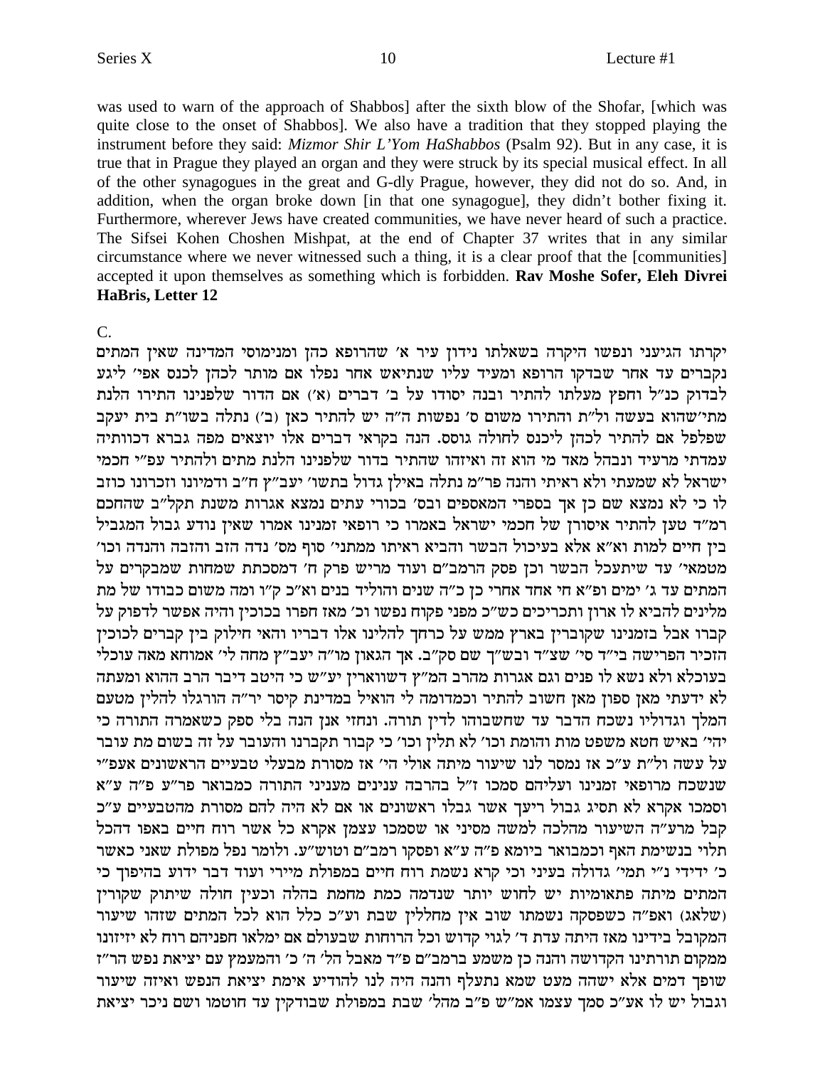was used to warn of the approach of Shabbos] after the sixth blow of the Shofar, [which was quite close to the onset of Shabbos]. We also have a tradition that they stopped playing the instrument before they said: *Mizmor Shir L'Yom HaShabbos* (Psalm 92). But in any case, it is true that in Prague they played an organ and they were struck by its special musical effect. In all of the other synagogues in the great and G-dly Prague, however, they did not do so. And, in addition, when the organ broke down [in that one synagogue], they didn't bother fixing it. Furthermore, wherever Jews have created communities, we have never heard of such a practice. The Sifsei Kohen Choshen Mishpat, at the end of Chapter 37 writes that in any similar circumstance where we never witnessed such a thing, it is a clear proof that the [communities] accepted it upon themselves as something which is forbidden. **Rav Moshe Sofer, Eleh Divrei HaBris, Letter 12**

C.

יקרתו הגיעני ונפשו היקרה בשאלתו נידון עיר א' שהרופא כהן ומנימוסי המדינה שאין המתים נקברים עד אחר שבדקו הרופא ומעיד עליו שנתיאש אחר נפלו אם מותר לכהן לכנס אפי' ליגע לבדוק כנ"ל וחפץ מעלתו להתיר ובנה יסודו על ב' דברים (א') אם הדור שלפנינו התירו הלנת מתי' שהוא בעשה ול"ת והתירו משום ס' נפשות ה"ה יש להתיר כאן (ב') נתלה בשו"ת בית יעקב שפלפל אם להתיר לכהן ליכנס לחולה גוסס. הנה בקראי דברים אלו יוצאים מפה גברא דכוותיה עמדתי מרעיד ונבהל מאד מי הוא זה ואיזהו שהתיר בדור שלפנינו הלנת מתים ולהתיר עפ"י חכמי ישראל לא שמעתי ולא ראיתי והנה פר"מ נתלה באילן גדול בתשו' יעב"ץ ח"ב ודמיונו וזכרונו כוזב לו כי לא נמצא שם כן אך בספרי המאספים ובס' בכורי עתים נמצא אגרות משנת תקל"ב שהחכם רמ"ד טען להתיר איסורן של חכמי ישראל באמרו כי רופאי זמנינו אמרו שאין נודע גבול המגביל בין חיים למות וא"א אלא בעיכול הבשר והביא ראיתו ממתני' סוף מס' נדה הזב והזבה והנדה וכו' מטמאי' עד שיתעכל הבשר וכן פסק הרמב"ם ועוד מריש פרק ח' דמסכתת שמחות שמבקרים על המתים עד ג' ימים ופ"א חי אחד אחרי כן כ"ה שנים והוליד בנים וא"כ ק"ו ומה משום כבודו של מת מלינים להביא לו ארון ותכריכים כש"כ מפני פקוח נפשו וכו' מאז חפרו בכוכין והיה אפשר לדפוק על קברו אבל בזמנינו שקוברין בארץ ממש על כרחך להלינו אלו דבריו והאי חילוק בין קברים לכוכין הזכיר הפרישה בי"ד סי' שצ"ד ובש"ך שם סק"ב. אך הגאון מו"ה יעב"ץ מחה לי' אמוחא מאה עוכלי בעוכלא ולא נשא לו פנים וגם אגרות מהרב המ"ץ דשווארין יע"ש כי היטב דיבר הרב ההוא ומעתה לא ידעתי מאן ספון מאן חשוב להתיר וכמדומה לי הואיל במדינת קיסר יר"ה הורגלו להלין מטעם המלך וגדוליו נשכח הדבר עד שחשבוהו לדין תורה. ונחזי אנן הנה בלי ספק כשאמרה התורה כי יהי' באיש חטא משפט מות והומת וכו' לא תלין וכו' כי קבור תקברנו והעובר על זה בשום מת עובר על עשה ול"ת ע"כ אז נמסר לנו שיעור מיתה אולי הי' אז מסורת מבעלי טבעיים הראשונים אעפ"י שנשכח מרופאי זמנינו ועליהם סמכו ז"ל בהרבה ענינים מעניני התורה כמבואר פר"ע פ"ה ע"א וסמכו אקרא לא תסיג גבול ריעך אשר גבלו ראשונים או אם לא היה להם מסורת מהטבעיים ע"כ קבל מרע"ה השיעור מהלכה למשה מסיני או שסמכו עצמן אקרא כל אשר רוח חיים באפו דהכל תלוי בנשימת האף וכמבואר ביומא פ"ה ע"א ופסקו רמב"ם וטוש"ע. ולומר נפל מפולת שאני כאשר כ' ידידי נ"י תמי' גדולה בעיני וכי קרא נשמת רוח חיים במפולת מיירי ועוד דבר ידוע בהיפוך כי המתים מיתה פתאומיות יש לחוש יותר שנדמה כמת מחמת בהלה וכעין חולה שיתוק שקורין (שלאג) ואפ"ה כשפסקה נשמתו שוב אין מחללין שבת וע"כ כלל הוא לכל המתים שזהו שיעור המקובל בידינו מאז היתה עדת ד' לגוי קדוש וכל הרוחות שבעולם אם ימלאו חפניהם רוח לא יזיזונו ממקום תורתינו הקדושה והנה כן משמע ברמב"ם פ"ד מאבל הל' ה' כ' והמעמץ עם יציאת נפש הר"ז שופך דמים אלא ישהה מעט שמא נתעלף והנה היה לנו להודיע אימת יציאת הנפש ואיזה שיעור וגבול יש לו אע"כ סמך עצמו אמ"ש פ"ב מהל' שבת במפולת שבודקין עד חוטמו ושם ניכר יציאת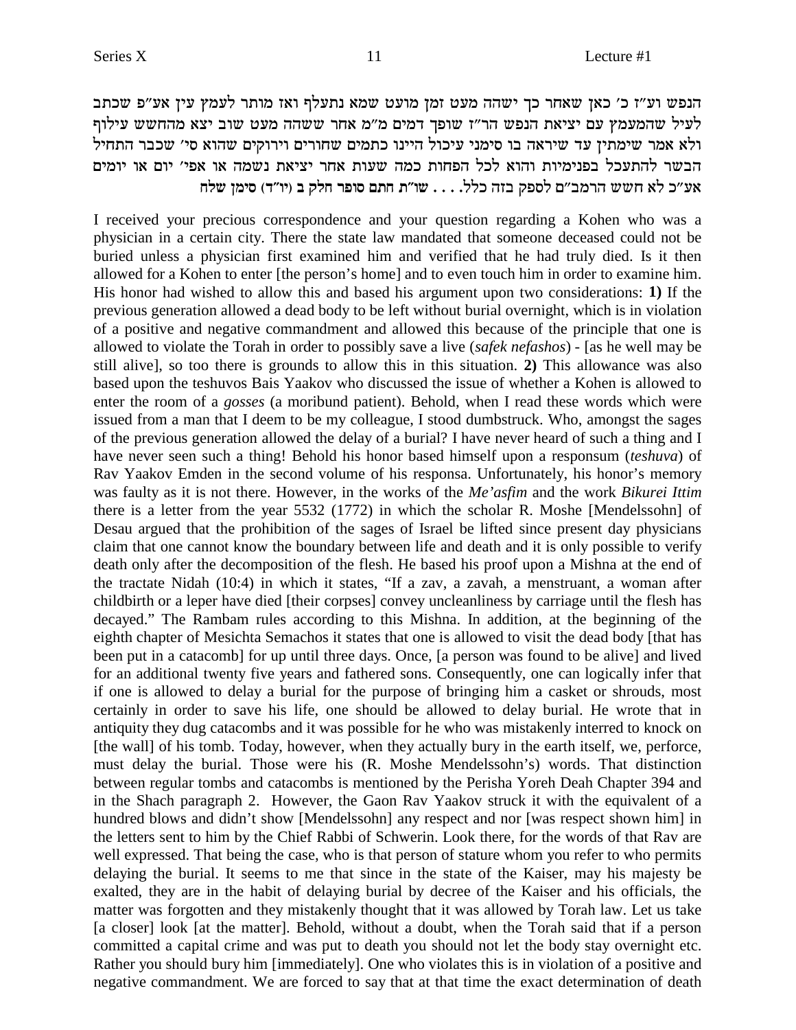הנפש וע"ז כ' כאן שאחר כך ישהה מעט זמן מועט שמא נתעלף ואז מותר לעמץ עין אע"פ שכתב לעיל שהמעמץ עם יציאת הנפש הר"ז שופך דמים מ"מ אחר ששהה מעט שוב יצא מהחשש עילוף ולא אמר שימתין עד שיראה בו סימני עיכול היינו כתמים שחורים וירוקים שהוא סי' שכבר התחיל הבשר להתעכל בפנימיות והוא לכל הפחות כמה שעות אחר יציאת נשמה או אפי' יום או יומים אע"כ לא חשש הרמב"ם לספק בזה כלל. . . . שו"ת חתם סופר חלק ב (יו"ד) סימן שלח

I received your precious correspondence and your question regarding a Kohen who was a physician in a certain city. There the state law mandated that someone deceased could not be buried unless a physician first examined him and verified that he had truly died. Is it then allowed for a Kohen to enter [the person's home] and to even touch him in order to examine him. His honor had wished to allow this and based his argument upon two considerations: **1)** If the previous generation allowed a dead body to be left without burial overnight, which is in violation of a positive and negative commandment and allowed this because of the principle that one is allowed to violate the Torah in order to possibly save a live (*safek nefashos*) - [as he well may be still alive], so too there is grounds to allow this in this situation. **2)** This allowance was also based upon the teshuvos Bais Yaakov who discussed the issue of whether a Kohen is allowed to enter the room of a *gosses* (a moribund patient). Behold, when I read these words which were issued from a man that I deem to be my colleague, I stood dumbstruck. Who, amongst the sages of the previous generation allowed the delay of a burial? I have never heard of such a thing and I have never seen such a thing! Behold his honor based himself upon a responsum (*teshuva*) of Rav Yaakov Emden in the second volume of his responsa. Unfortunately, his honor's memory was faulty as it is not there. However, in the works of the *Me'asfim* and the work *Bikurei Ittim* there is a letter from the year 5532 (1772) in which the scholar R. Moshe [Mendelssohn] of Desau argued that the prohibition of the sages of Israel be lifted since present day physicians claim that one cannot know the boundary between life and death and it is only possible to verify death only after the decomposition of the flesh. He based his proof upon a Mishna at the end of the tractate Nidah (10:4) in which it states, "If a zav, a zavah, a menstruant, a woman after childbirth or a leper have died [their corpses] convey uncleanliness by carriage until the flesh has decayed." The Rambam rules according to this Mishna. In addition, at the beginning of the eighth chapter of Mesichta Semachos it states that one is allowed to visit the dead body [that has been put in a catacomb] for up until three days. Once, [a person was found to be alive] and lived for an additional twenty five years and fathered sons. Consequently, one can logically infer that if one is allowed to delay a burial for the purpose of bringing him a casket or shrouds, most certainly in order to save his life, one should be allowed to delay burial. He wrote that in antiquity they dug catacombs and it was possible for he who was mistakenly interred to knock on [the wall] of his tomb. Today, however, when they actually bury in the earth itself, we, perforce, must delay the burial. Those were his (R. Moshe Mendelssohn's) words. That distinction between regular tombs and catacombs is mentioned by the Perisha Yoreh Deah Chapter 394 and in the Shach paragraph 2. However, the Gaon Rav Yaakov struck it with the equivalent of a hundred blows and didn't show [Mendelssohn] any respect and nor [was respect shown him] in the letters sent to him by the Chief Rabbi of Schwerin. Look there, for the words of that Rav are well expressed. That being the case, who is that person of stature whom you refer to who permits delaying the burial. It seems to me that since in the state of the Kaiser, may his majesty be exalted, they are in the habit of delaying burial by decree of the Kaiser and his officials, the matter was forgotten and they mistakenly thought that it was allowed by Torah law. Let us take [a closer] look [at the matter]. Behold, without a doubt, when the Torah said that if a person committed a capital crime and was put to death you should not let the body stay overnight etc. Rather you should bury him [immediately]. One who violates this is in violation of a positive and negative commandment. We are forced to say that at that time the exact determination of death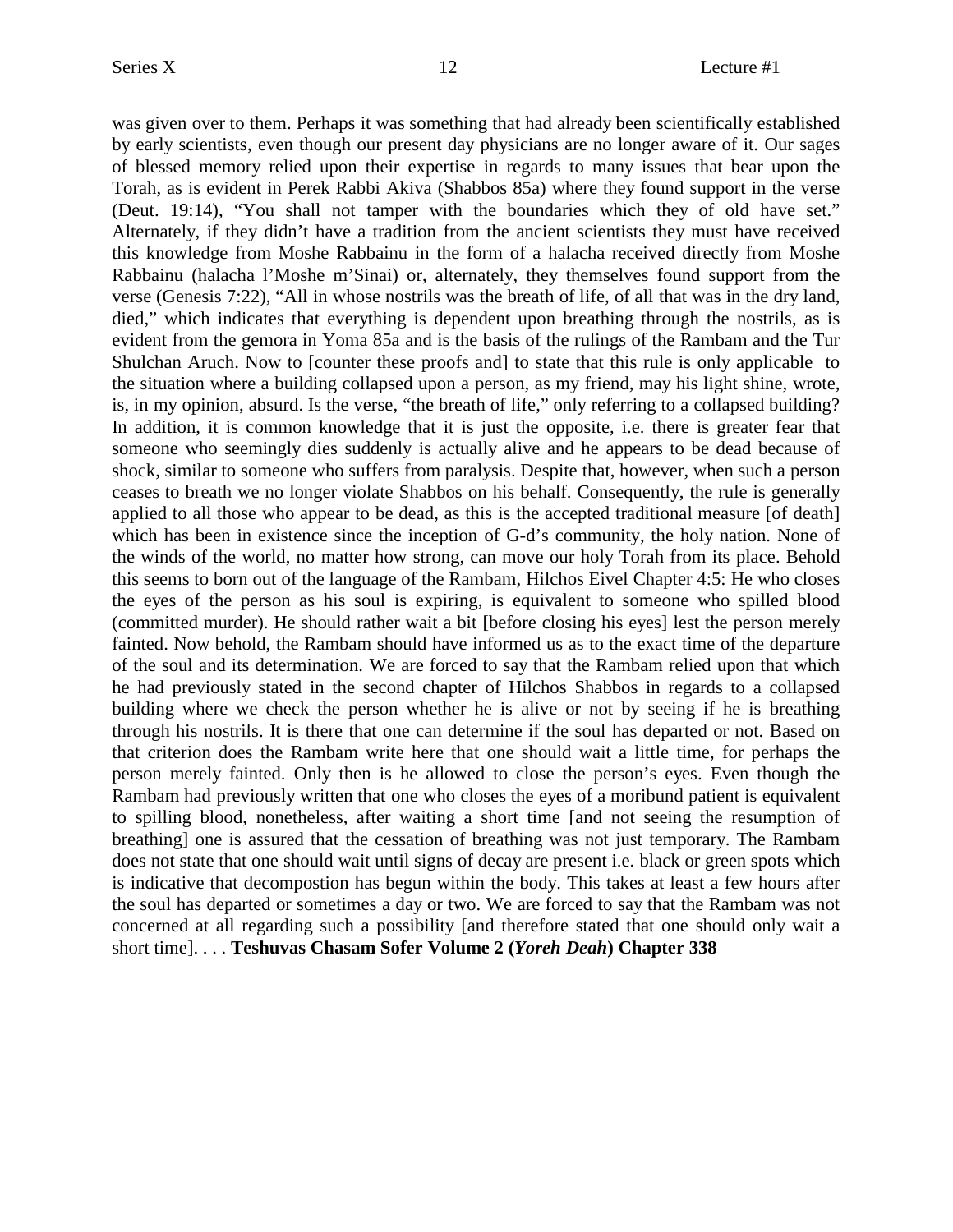was given over to them. Perhaps it was something that had already been scientifically established by early scientists, even though our present day physicians are no longer aware of it. Our sages of blessed memory relied upon their expertise in regards to many issues that bear upon the Torah, as is evident in Perek Rabbi Akiva (Shabbos 85a) where they found support in the verse (Deut. 19:14), "You shall not tamper with the boundaries which they of old have set." Alternately, if they didn't have a tradition from the ancient scientists they must have received this knowledge from Moshe Rabbainu in the form of a halacha received directly from Moshe Rabbainu (halacha l'Moshe m'Sinai) or, alternately, they themselves found support from the verse (Genesis 7:22), "All in whose nostrils was the breath of life, of all that was in the dry land, died," which indicates that everything is dependent upon breathing through the nostrils, as is evident from the gemora in Yoma 85a and is the basis of the rulings of the Rambam and the Tur Shulchan Aruch. Now to [counter these proofs and] to state that this rule is only applicable to the situation where a building collapsed upon a person, as my friend, may his light shine, wrote, is, in my opinion, absurd. Is the verse, "the breath of life," only referring to a collapsed building? In addition, it is common knowledge that it is just the opposite, i.e. there is greater fear that someone who seemingly dies suddenly is actually alive and he appears to be dead because of shock, similar to someone who suffers from paralysis. Despite that, however, when such a person ceases to breath we no longer violate Shabbos on his behalf. Consequently, the rule is generally applied to all those who appear to be dead, as this is the accepted traditional measure [of death] which has been in existence since the inception of G-d's community, the holy nation. None of the winds of the world, no matter how strong, can move our holy Torah from its place. Behold this seems to born out of the language of the Rambam, Hilchos Eivel Chapter 4:5: He who closes the eyes of the person as his soul is expiring, is equivalent to someone who spilled blood (committed murder). He should rather wait a bit [before closing his eyes] lest the person merely fainted. Now behold, the Rambam should have informed us as to the exact time of the departure of the soul and its determination. We are forced to say that the Rambam relied upon that which he had previously stated in the second chapter of Hilchos Shabbos in regards to a collapsed building where we check the person whether he is alive or not by seeing if he is breathing through his nostrils. It is there that one can determine if the soul has departed or not. Based on that criterion does the Rambam write here that one should wait a little time, for perhaps the person merely fainted. Only then is he allowed to close the person's eyes. Even though the Rambam had previously written that one who closes the eyes of a moribund patient is equivalent to spilling blood, nonetheless, after waiting a short time [and not seeing the resumption of breathing] one is assured that the cessation of breathing was not just temporary. The Rambam does not state that one should wait until signs of decay are present i.e. black or green spots which is indicative that decompostion has begun within the body. This takes at least a few hours after the soul has departed or sometimes a day or two. We are forced to say that the Rambam was not concerned at all regarding such a possibility [and therefore stated that one should only wait a short time]. . . . **Teshuvas Chasam Sofer Volume 2 (*Yoreh Deah*) Chapter 338**